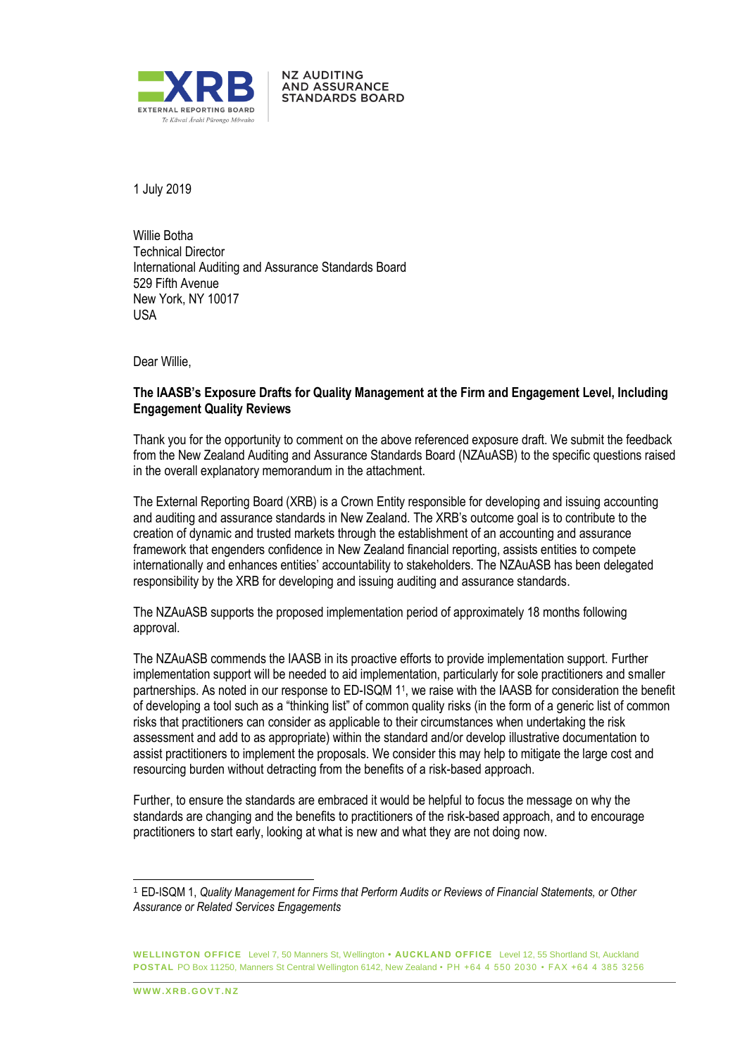XRB

EXTERNAL REPORTING BOARD

Te Kāwai Ārahi Pūrongo Mōwaho

NZ AUDITING AND ASSURANCE STANDARDS BOARD

1 July 2019

Willie Botha
Technical Director
International Auditing and Assurance Standards Board
529 Fifth Avenue
New York, NY 10017
USA

Dear Willie,

**The IAASB's Exposure Drafts for Quality Management at the Firm and Engagement Level, Including Engagement Quality Reviews**

Thank you for the opportunity to comment on the above referenced exposure draft. We submit the feedback from the New Zealand Auditing and Assurance Standards Board (NZAuASB) to the specific questions raised in the overall explanatory memorandum in the attachment.

The External Reporting Board (XRB) is a Crown Entity responsible for developing and issuing accounting and auditing and assurance standards in New Zealand. The XRB's outcome goal is to contribute to the creation of dynamic and trusted markets through the establishment of an accounting and assurance framework that engenders confidence in New Zealand financial reporting, assists entities to compete internationally and enhances entities' accountability to stakeholders. The NZAuASB has been delegated responsibility by the XRB for developing and issuing auditing and assurance standards.

The NZAuASB supports the proposed implementation period of approximately 18 months following approval.

The NZAuASB commends the IAASB in its proactive efforts to provide implementation support. Further implementation support will be needed to aid implementation, particularly for sole practitioners and smaller partnerships. As noted in our response to ED-ISQM 1[1], we raise with the IAASB for consideration the benefit of developing a tool such as a "thinking list" of common quality risks (in the form of a generic list of common risks that practitioners can consider as applicable to their circumstances when undertaking the risk assessment and add to as appropriate) within the standard and/or develop illustrative documentation to assist practitioners to implement the proposals. We consider this may help to mitigate the large cost and resourcing burden without detracting from the benefits of a risk-based approach.

Further, to ensure the standards are embraced it would be helpful to focus the message on why the standards are changing and the benefits to practitioners of the risk-based approach, and to encourage practitioners to start early, looking at what is new and what they are not doing now.

[1] ED-ISQM 1, *Quality Management for Firms that Perform Audits or Reviews of Financial Statements, or Other Assurance or Related Services Engagements*

**WELLINGTON OFFICE** Level 7, 50 Manners St, Wellington • **AUCKLAND OFFICE** Level 12, 55 Shortland St, Auckland
**POSTAL** PO Box 11250, Manners St Central Wellington 6142, New Zealand • PH +64 4 550 2030 • FAX +64 4 385 3256

**WWW.XRB.GOVT.NZ**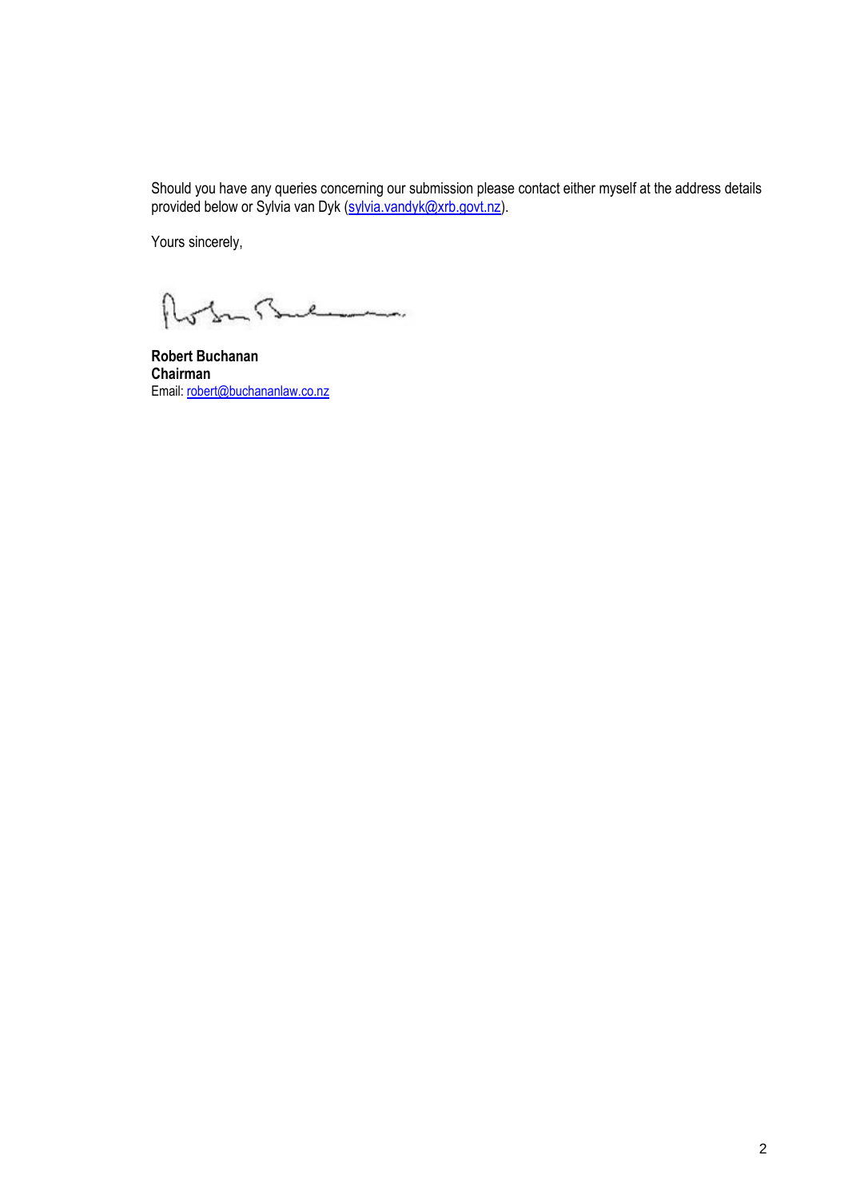Should you have any queries concerning our submission please contact either myself at the address details provided below or Sylvia van Dyk (sylvia.vandyk@xrb.govt.nz).

Yours sincerely,

**Robert Buchanan**
**Chairman**
Email: robert@buchananlaw.co.nz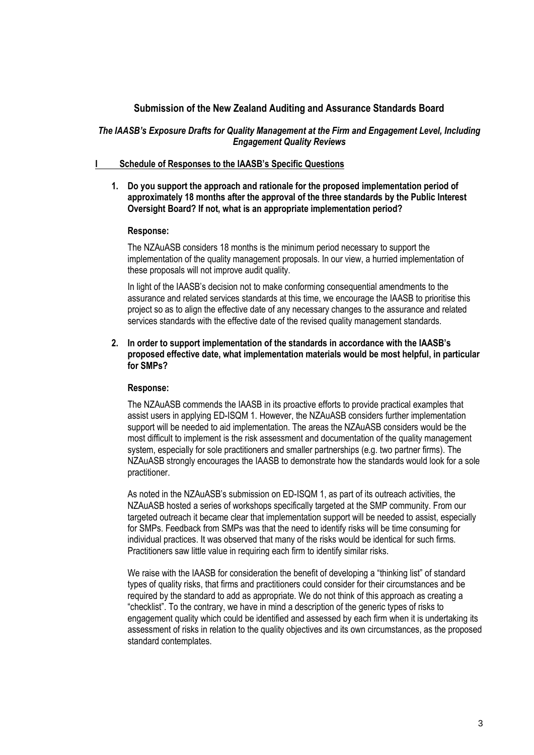## Submission of the New Zealand Auditing and Assurance Standards Board

### *The IAASB's Exposure Drafts for Quality Management at the Firm and Engagement Level, Including Engagement Quality Reviews*

### I Schedule of Responses to the IAASB's Specific Questions

**1. Do you support the approach and rationale for the proposed implementation period of approximately 18 months after the approval of the three standards by the Public Interest Oversight Board? If not, what is an appropriate implementation period?**

**Response:**

The NZAuASB considers 18 months is the minimum period necessary to support the implementation of the quality management proposals. In our view, a hurried implementation of these proposals will not improve audit quality.

In light of the IAASB's decision not to make conforming consequential amendments to the assurance and related services standards at this time, we encourage the IAASB to prioritise this project so as to align the effective date of any necessary changes to the assurance and related services standards with the effective date of the revised quality management standards.

**2. In order to support implementation of the standards in accordance with the IAASB's proposed effective date, what implementation materials would be most helpful, in particular for SMPs?**

**Response:**

The NZAuASB commends the IAASB in its proactive efforts to provide practical examples that assist users in applying ED-ISQM 1. However, the NZAuASB considers further implementation support will be needed to aid implementation. The areas the NZAuASB considers would be the most difficult to implement is the risk assessment and documentation of the quality management system, especially for sole practitioners and smaller partnerships (e.g. two partner firms). The NZAuASB strongly encourages the IAASB to demonstrate how the standards would look for a sole practitioner.

As noted in the NZAuASB's submission on ED-ISQM 1, as part of its outreach activities, the NZAuASB hosted a series of workshops specifically targeted at the SMP community. From our targeted outreach it became clear that implementation support will be needed to assist, especially for SMPs. Feedback from SMPs was that the need to identify risks will be time consuming for individual practices. It was observed that many of the risks would be identical for such firms. Practitioners saw little value in requiring each firm to identify similar risks.

We raise with the IAASB for consideration the benefit of developing a "thinking list" of standard types of quality risks, that firms and practitioners could consider for their circumstances and be required by the standard to add as appropriate. We do not think of this approach as creating a "checklist". To the contrary, we have in mind a description of the generic types of risks to engagement quality which could be identified and assessed by each firm when it is undertaking its assessment of risks in relation to the quality objectives and its own circumstances, as the proposed standard contemplates.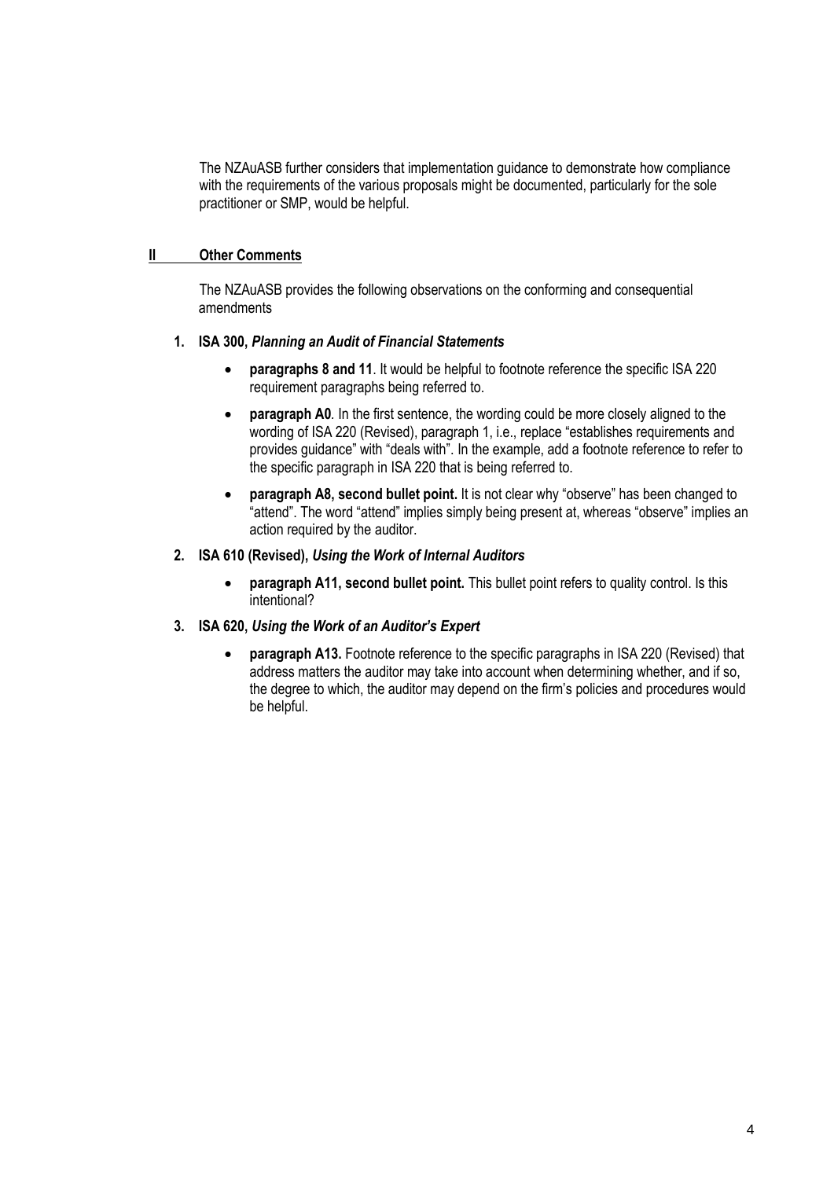The NZAuASB further considers that implementation guidance to demonstrate how compliance with the requirements of the various proposals might be documented, particularly for the sole practitioner or SMP, would be helpful.

## II Other Comments

The NZAuASB provides the following observations on the conforming and consequential amendments

1. **ISA 300, *Planning an Audit of Financial Statements***
   - **paragraphs 8 and 11**. It would be helpful to footnote reference the specific ISA 220 requirement paragraphs being referred to.
   - **paragraph A0**. In the first sentence, the wording could be more closely aligned to the wording of ISA 220 (Revised), paragraph 1, i.e., replace "establishes requirements and provides guidance" with "deals with". In the example, add a footnote reference to refer to the specific paragraph in ISA 220 that is being referred to.
   - **paragraph A8, second bullet point.** It is not clear why "observe" has been changed to "attend". The word "attend" implies simply being present at, whereas "observe" implies an action required by the auditor.

2. **ISA 610 (Revised), *Using the Work of Internal Auditors***
   - **paragraph A11, second bullet point.** This bullet point refers to quality control. Is this intentional?

3. **ISA 620, *Using the Work of an Auditor's Expert***
   - **paragraph A13.** Footnote reference to the specific paragraphs in ISA 220 (Revised) that address matters the auditor may take into account when determining whether, and if so, the degree to which, the auditor may depend on the firm's policies and procedures would be helpful.